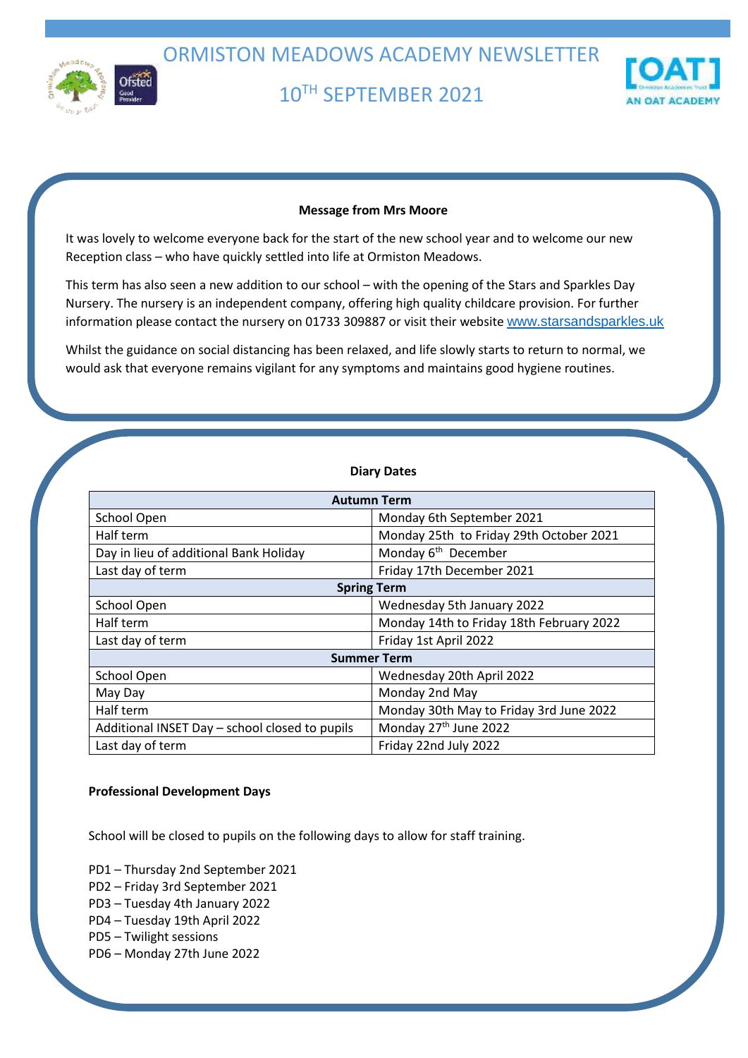# ORMISTON MEADOWS ACADEMY NEWSLETTER

## 10TH SEPTEMBER 2021

**Message from Mrs Moore**

It was lovely to welcome everyone back for the start of the new school year and to welcome our new Reception class – who have quickly settled into life at Ormiston Meadows.

This term has also seen a new addition to our school – with the opening of the Stars and Sparkles Day Nursery. The nursery is an independent company, offering high quality childcare provision. For further information please contact the nursery on 01733 309887 or visit their website www.starsandsparkles.uk

Whilst the guidance on social distancing has been relaxed, and life slowly starts to return to normal, we would ask that everyone remains vigilant for any symptoms and maintains good hygiene routines.

**Diary Dates**

| **Autumn Term** | |
|---|---|
| School Open | Monday 6th September 2021 |
| Half term | Monday 25th to Friday 29th October 2021 |
| Day in lieu of additional Bank Holiday | Monday 6th December |
| Last day of term | Friday 17th December 2021 |
| **Spring Term** | |
| School Open | Wednesday 5th January 2022 |
| Half term | Monday 14th to Friday 18th February 2022 |
| Last day of term | Friday 1st April 2022 |
| **Summer Term** | |
| School Open | Wednesday 20th April 2022 |
| May Day | Monday 2nd May |
| Half term | Monday 30th May to Friday 3rd June 2022 |
| Additional INSET Day – school closed to pupils | Monday 27th June 2022 |
| Last day of term | Friday 22nd July 2022 |

**Professional Development Days**

School will be closed to pupils on the following days to allow for staff training.

PD1 – Thursday 2nd September 2021
PD2 – Friday 3rd September 2021
PD3 – Tuesday 4th January 2022
PD4 – Tuesday 19th April 2022
PD5 – Twilight sessions
PD6 – Monday 27th June 2022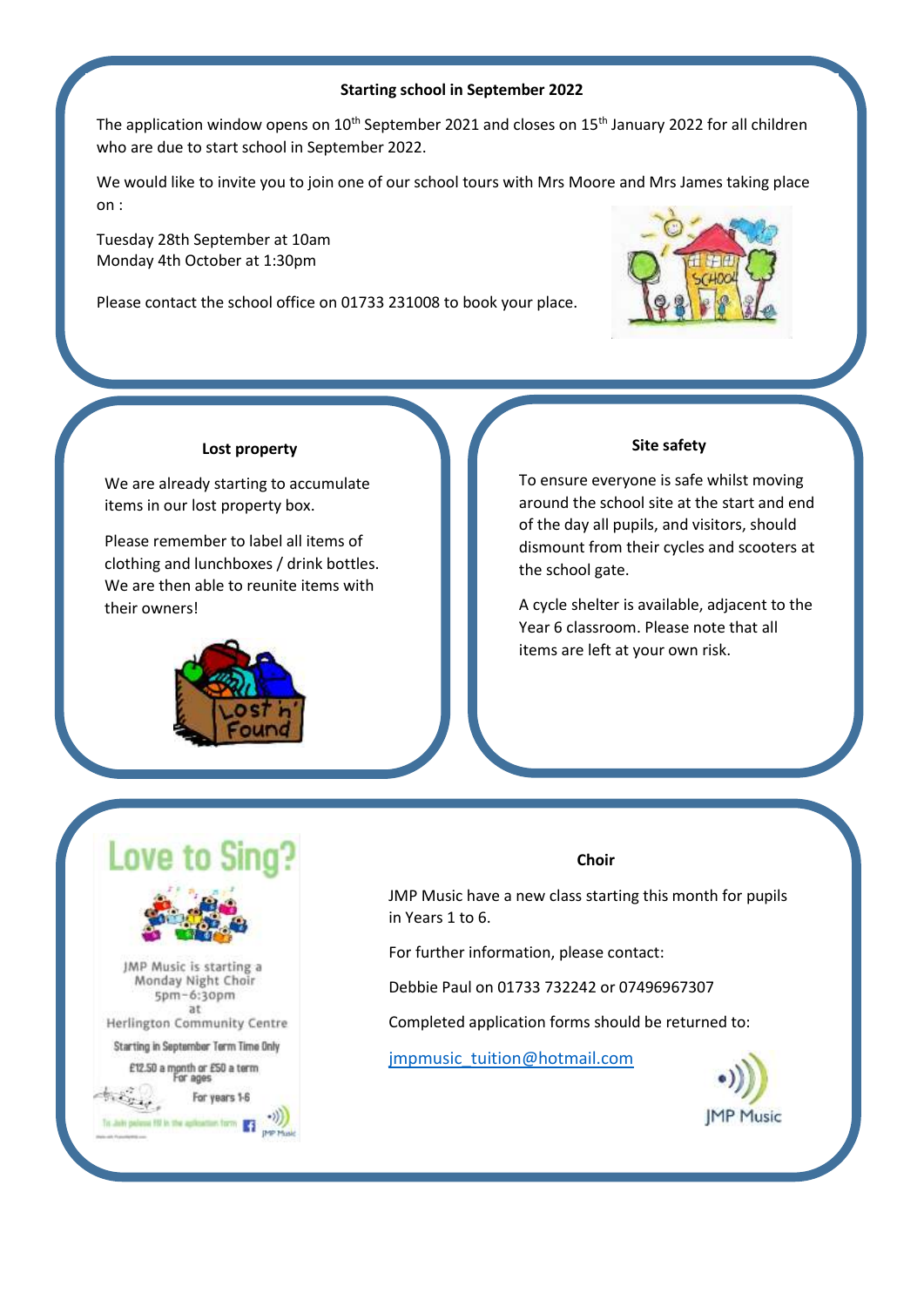### Starting school in September 2022

The application window opens on 10th September 2021 and closes on 15th January 2022 for all children who are due to start school in September 2022.

We would like to invite you to join one of our school tours with Mrs Moore and Mrs James taking place on :

Tuesday 28th September at 10am
Monday 4th October at 1:30pm

Please contact the school office on 01733 231008 to book your place.

### Lost property

We are already starting to accumulate items in our lost property box.

Please remember to label all items of clothing and lunchboxes / drink bottles. We are then able to reunite items with their owners!

### Site safety

To ensure everyone is safe whilst moving around the school site at the start and end of the day all pupils, and visitors, should dismount from their cycles and scooters at the school gate.

A cycle shelter is available, adjacent to the Year 6 classroom. Please note that all items are left at your own risk.

Love to Sing?

JMP Music is starting a Monday Night Choir
5pm-6:30pm
at
Herlington Community Centre

Starting in September Term Time Only

£12.50 a month or £50 a term
For ages

For years 1-6

### Choir

JMP Music have a new class starting this month for pupils in Years 1 to 6.

For further information, please contact:

Debbie Paul on 01733 732242 or 07496967307

Completed application forms should be returned to:

jmpmusic_tuition@hotmail.com

JMP Music